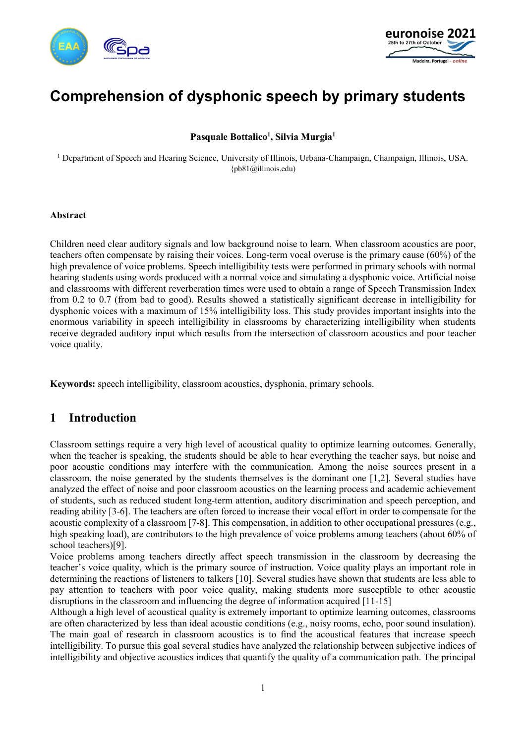# Comprehension of dysphonic speech by primary students

**Pasquale Bottalico[1], Silvia Murgia[1]**

[1] Department of Speech and Hearing Science, University of Illinois, Urbana-Champaign, Champaign, Illinois, USA. {pb81@illinois.edu)

**Abstract**

Children need clear auditory signals and low background noise to learn. When classroom acoustics are poor, teachers often compensate by raising their voices. Long-term vocal overuse is the primary cause (60%) of the high prevalence of voice problems. Speech intelligibility tests were performed in primary schools with normal hearing students using words produced with a normal voice and simulating a dysphonic voice. Artificial noise and classrooms with different reverberation times were used to obtain a range of Speech Transmission Index from 0.2 to 0.7 (from bad to good). Results showed a statistically significant decrease in intelligibility for dysphonic voices with a maximum of 15% intelligibility loss. This study provides important insights into the enormous variability in speech intelligibility in classrooms by characterizing intelligibility when students receive degraded auditory input which results from the intersection of classroom acoustics and poor teacher voice quality.

**Keywords:** speech intelligibility, classroom acoustics, dysphonia, primary schools.

## 1 Introduction

Classroom settings require a very high level of acoustical quality to optimize learning outcomes. Generally, when the teacher is speaking, the students should be able to hear everything the teacher says, but noise and poor acoustic conditions may interfere with the communication. Among the noise sources present in a classroom, the noise generated by the students themselves is the dominant one [1,2]. Several studies have analyzed the effect of noise and poor classroom acoustics on the learning process and academic achievement of students, such as reduced student long-term attention, auditory discrimination and speech perception, and reading ability [3-6]. The teachers are often forced to increase their vocal effort in order to compensate for the acoustic complexity of a classroom [7-8]. This compensation, in addition to other occupational pressures (e.g., high speaking load), are contributors to the high prevalence of voice problems among teachers (about 60% of school teachers)[9].

Voice problems among teachers directly affect speech transmission in the classroom by decreasing the teacher's voice quality, which is the primary source of instruction. Voice quality plays an important role in determining the reactions of listeners to talkers [10]. Several studies have shown that students are less able to pay attention to teachers with poor voice quality, making students more susceptible to other acoustic disruptions in the classroom and influencing the degree of information acquired [11-15]

Although a high level of acoustical quality is extremely important to optimize learning outcomes, classrooms are often characterized by less than ideal acoustic conditions (e.g., noisy rooms, echo, poor sound insulation). The main goal of research in classroom acoustics is to find the acoustical features that increase speech intelligibility. To pursue this goal several studies have analyzed the relationship between subjective indices of intelligibility and objective acoustics indices that quantify the quality of a communication path. The principal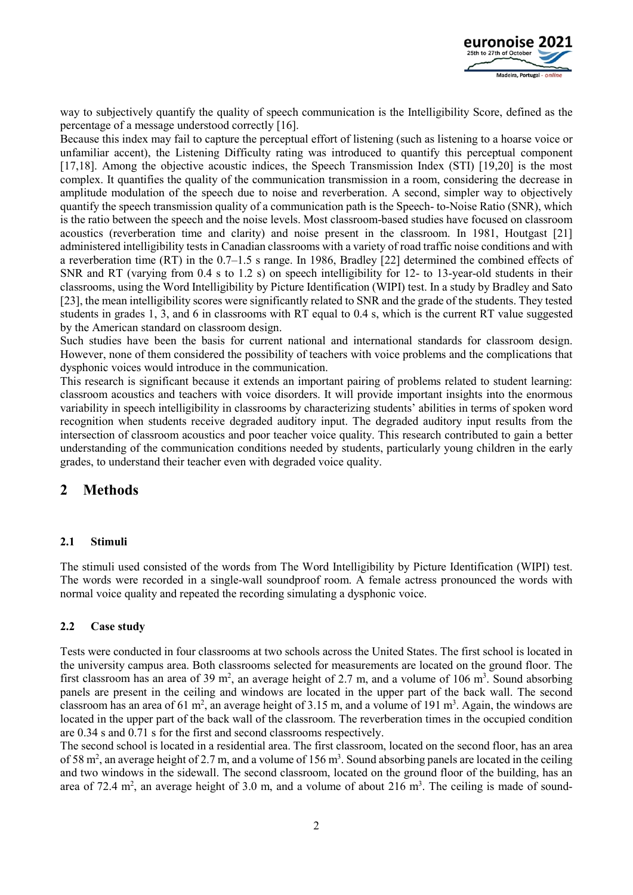way to subjectively quantify the quality of speech communication is the Intelligibility Score, defined as the percentage of a message understood correctly [16].

Because this index may fail to capture the perceptual effort of listening (such as listening to a hoarse voice or unfamiliar accent), the Listening Difficulty rating was introduced to quantify this perceptual component [17,18]. Among the objective acoustic indices, the Speech Transmission Index (STI) [19,20] is the most complex. It quantifies the quality of the communication transmission in a room, considering the decrease in amplitude modulation of the speech due to noise and reverberation. A second, simpler way to objectively quantify the speech transmission quality of a communication path is the Speech- to-Noise Ratio (SNR), which is the ratio between the speech and the noise levels. Most classroom-based studies have focused on classroom acoustics (reverberation time and clarity) and noise present in the classroom. In 1981, Houtgast [21] administered intelligibility tests in Canadian classrooms with a variety of road traffic noise conditions and with a reverberation time (RT) in the 0.7–1.5 s range. In 1986, Bradley [22] determined the combined effects of SNR and RT (varying from 0.4 s to 1.2 s) on speech intelligibility for 12- to 13-year-old students in their classrooms, using the Word Intelligibility by Picture Identification (WIPI) test. In a study by Bradley and Sato [23], the mean intelligibility scores were significantly related to SNR and the grade of the students. They tested students in grades 1, 3, and 6 in classrooms with RT equal to 0.4 s, which is the current RT value suggested by the American standard on classroom design.

Such studies have been the basis for current national and international standards for classroom design. However, none of them considered the possibility of teachers with voice problems and the complications that dysphonic voices would introduce in the communication.

This research is significant because it extends an important pairing of problems related to student learning: classroom acoustics and teachers with voice disorders. It will provide important insights into the enormous variability in speech intelligibility in classrooms by characterizing students' abilities in terms of spoken word recognition when students receive degraded auditory input. The degraded auditory input results from the intersection of classroom acoustics and poor teacher voice quality. This research contributed to gain a better understanding of the communication conditions needed by students, particularly young children in the early grades, to understand their teacher even with degraded voice quality.

## 2 Methods

### 2.1 Stimuli

The stimuli used consisted of the words from The Word Intelligibility by Picture Identification (WIPI) test. The words were recorded in a single-wall soundproof room. A female actress pronounced the words with normal voice quality and repeated the recording simulating a dysphonic voice.

### 2.2 Case study

Tests were conducted in four classrooms at two schools across the United States. The first school is located in the university campus area. Both classrooms selected for measurements are located on the ground floor. The first classroom has an area of 39 $m^2$, an average height of 2.7 m, and a volume of 106 $m^3$. Sound absorbing panels are present in the ceiling and windows are located in the upper part of the back wall. The second classroom has an area of 61 $m^2$, an average height of 3.15 m, and a volume of 191 $m^3$. Again, the windows are located in the upper part of the back wall of the classroom. The reverberation times in the occupied condition are 0.34 s and 0.71 s for the first and second classrooms respectively.

The second school is located in a residential area. The first classroom, located on the second floor, has an area of 58 $m^2$, an average height of 2.7 m, and a volume of 156 $m^3$. Sound absorbing panels are located in the ceiling and two windows in the sidewall. The second classroom, located on the ground floor of the building, has an area of 72.4 $m^2$, an average height of 3.0 m, and a volume of about 216 $m^3$. The ceiling is made of sound-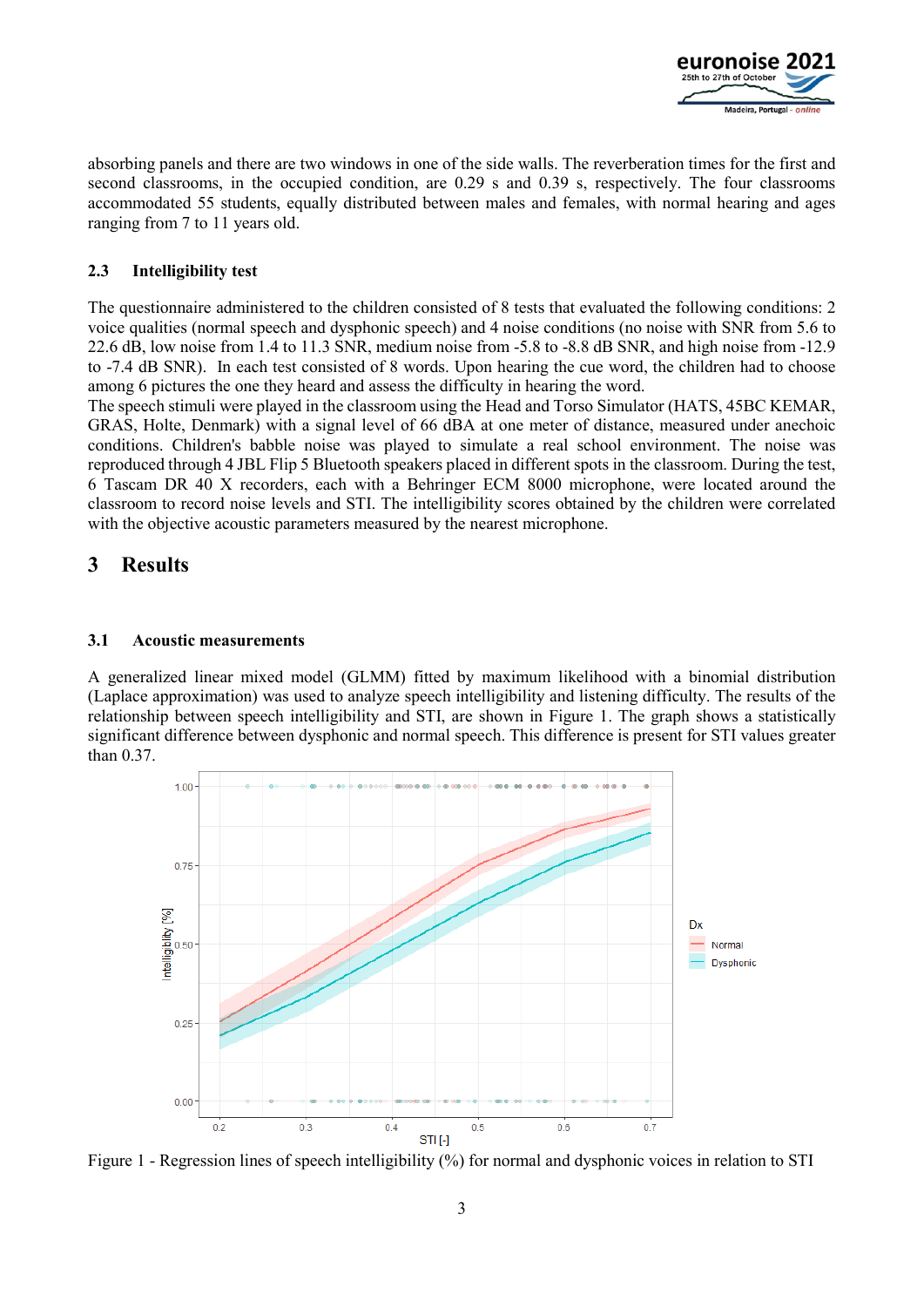absorbing panels and there are two windows in one of the side walls. The reverberation times for the first and second classrooms, in the occupied condition, are 0.29 s and 0.39 s, respectively. The four classrooms accommodated 55 students, equally distributed between males and females, with normal hearing and ages ranging from 7 to 11 years old.

### 2.3 Intelligibility test

The questionnaire administered to the children consisted of 8 tests that evaluated the following conditions: 2 voice qualities (normal speech and dysphonic speech) and 4 noise conditions (no noise with SNR from 5.6 to 22.6 dB, low noise from 1.4 to 11.3 SNR, medium noise from -5.8 to -8.8 dB SNR, and high noise from -12.9 to -7.4 dB SNR). In each test consisted of 8 words. Upon hearing the cue word, the children had to choose among 6 pictures the one they heard and assess the difficulty in hearing the word.

The speech stimuli were played in the classroom using the Head and Torso Simulator (HATS, 45BC KEMAR, GRAS, Holte, Denmark) with a signal level of 66 dBA at one meter of distance, measured under anechoic conditions. Children's babble noise was played to simulate a real school environment. The noise was reproduced through 4 JBL Flip 5 Bluetooth speakers placed in different spots in the classroom. During the test, 6 Tascam DR 40 X recorders, each with a Behringer ECM 8000 microphone, were located around the classroom to record noise levels and STI. The intelligibility scores obtained by the children were correlated with the objective acoustic parameters measured by the nearest microphone.

## 3 Results

### 3.1 Acoustic measurements

A generalized linear mixed model (GLMM) fitted by maximum likelihood with a binomial distribution (Laplace approximation) was used to analyze speech intelligibility and listening difficulty. The results of the relationship between speech intelligibility and STI, are shown in Figure 1. The graph shows a statistically significant difference between dysphonic and normal speech. This difference is present for STI values greater than 0.37.

Figure 1 - Regression lines of speech intelligibility (%) for normal and dysphonic voices in relation to STI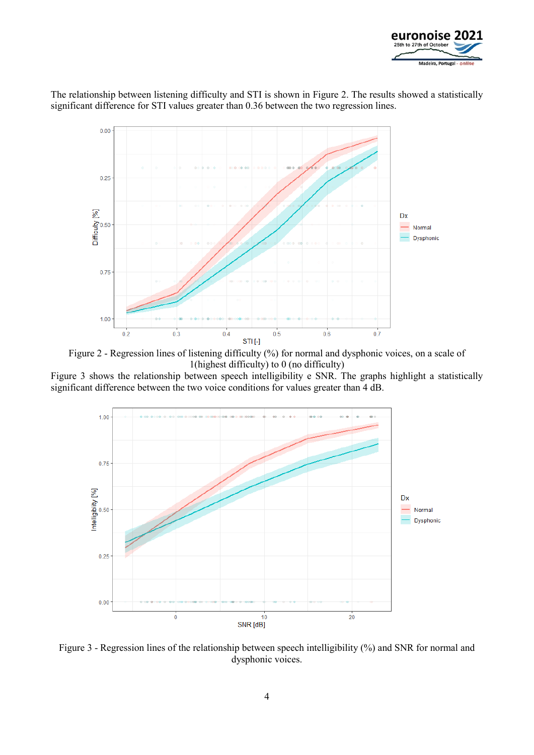The relationship between listening difficulty and STI is shown in Figure 2. The results showed a statistically significant difference for STI values greater than 0.36 between the two regression lines.

Figure 2 - Regression lines of listening difficulty (%) for normal and dysphonic voices, on a scale of 1(highest difficulty) to 0 (no difficulty)

Figure 3 shows the relationship between speech intelligibility e SNR. The graphs highlight a statistically significant difference between the two voice conditions for values greater than 4 dB.

Figure 3 - Regression lines of the relationship between speech intelligibility (%) and SNR for normal and dysphonic voices.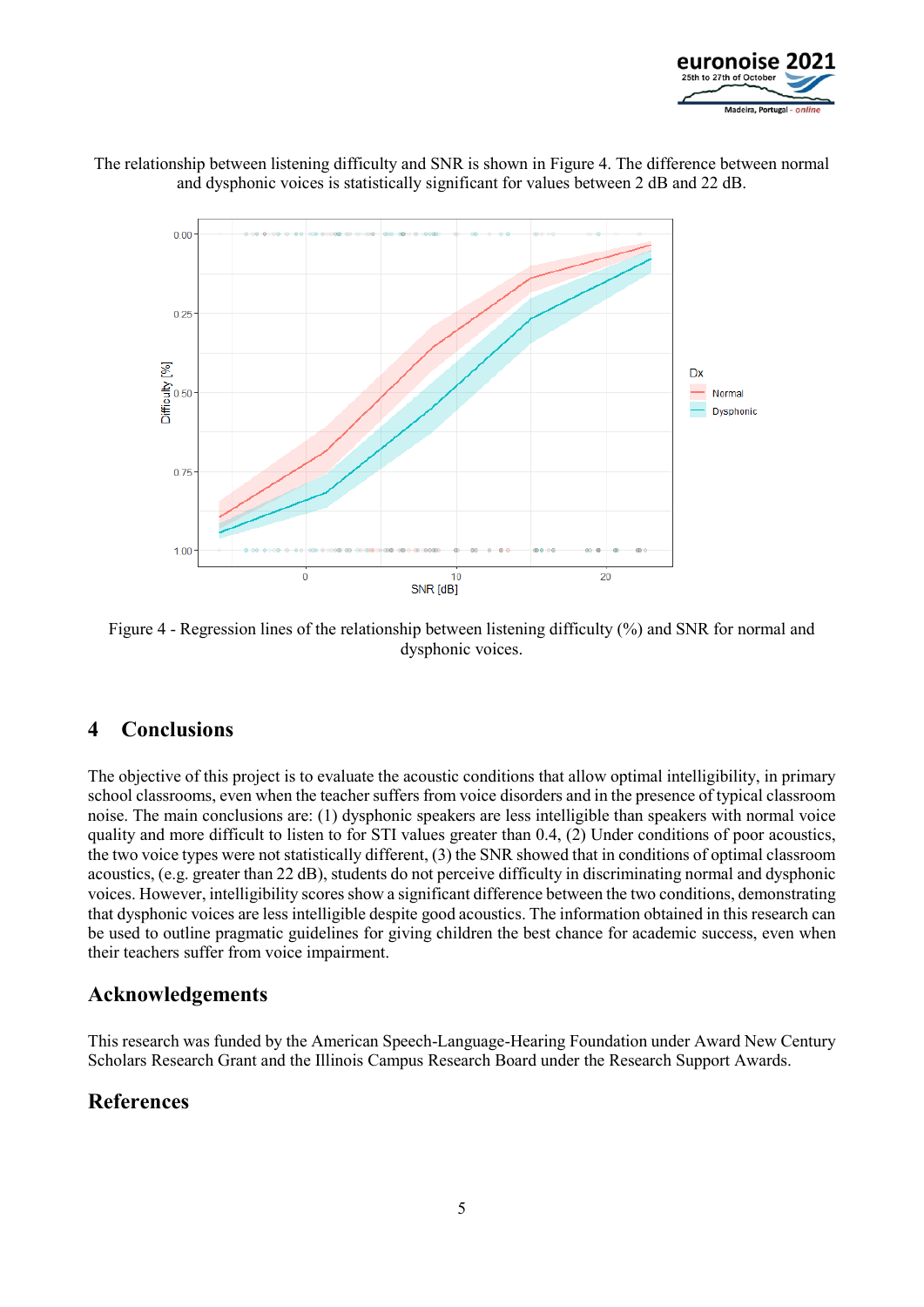The relationship between listening difficulty and SNR is shown in Figure 4. The difference between normal and dysphonic voices is statistically significant for values between 2 dB and 22 dB.

0.00
0.25
0.50
0.75
1.00
Difficulty [%]
0
10
20
SNR [dB]
Dx
Normal
Dysphonic

Figure 4 - Regression lines of the relationship between listening difficulty (%) and SNR for normal and dysphonic voices.

## 4 Conclusions

The objective of this project is to evaluate the acoustic conditions that allow optimal intelligibility, in primary school classrooms, even when the teacher suffers from voice disorders and in the presence of typical classroom noise. The main conclusions are: (1) dysphonic speakers are less intelligible than speakers with normal voice quality and more difficult to listen to for STI values greater than 0.4, (2) Under conditions of poor acoustics, the two voice types were not statistically different, (3) the SNR showed that in conditions of optimal classroom acoustics, (e.g. greater than 22 dB), students do not perceive difficulty in discriminating normal and dysphonic voices. However, intelligibility scores show a significant difference between the two conditions, demonstrating that dysphonic voices are less intelligible despite good acoustics. The information obtained in this research can be used to outline pragmatic guidelines for giving children the best chance for academic success, even when their teachers suffer from voice impairment.

## Acknowledgements

This research was funded by the American Speech-Language-Hearing Foundation under Award New Century Scholars Research Grant and the Illinois Campus Research Board under the Research Support Awards.

## References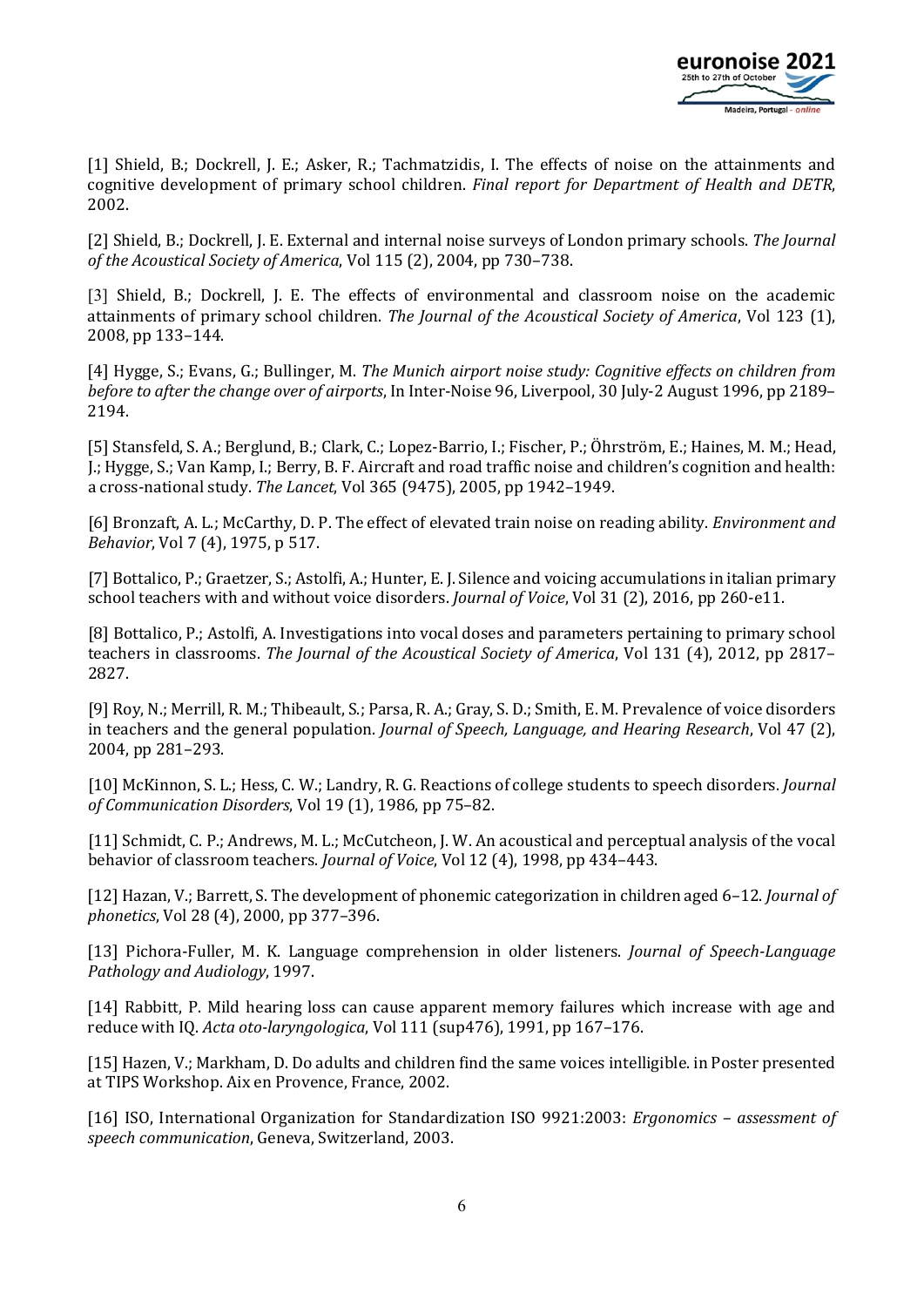[1] Shield, B.; Dockrell, J. E.; Asker, R.; Tachmatzidis, I. The effects of noise on the attainments and cognitive development of primary school children. *Final report for Department of Health and DETR*, 2002.

[2] Shield, B.; Dockrell, J. E. External and internal noise surveys of London primary schools. *The Journal of the Acoustical Society of America*, Vol 115 (2), 2004, pp 730–738.

[3] Shield, B.; Dockrell, J. E. The effects of environmental and classroom noise on the academic attainments of primary school children. *The Journal of the Acoustical Society of America*, Vol 123 (1), 2008, pp 133–144.

[4] Hygge, S.; Evans, G.; Bullinger, M. *The Munich airport noise study: Cognitive effects on children from before to after the change over of airports*, In Inter-Noise 96, Liverpool, 30 July-2 August 1996, pp 2189–2194.

[5] Stansfeld, S. A.; Berglund, B.; Clark, C.; Lopez-Barrio, I.; Fischer, P.; Öhrström, E.; Haines, M. M.; Head, J.; Hygge, S.; Van Kamp, I.; Berry, B. F. Aircraft and road traffic noise and children's cognition and health: a cross-national study. *The Lancet*, Vol 365 (9475), 2005, pp 1942–1949.

[6] Bronzaft, A. L.; McCarthy, D. P. The effect of elevated train noise on reading ability. *Environment and Behavior*, Vol 7 (4), 1975, p 517.

[7] Bottalico, P.; Graetzer, S.; Astolfi, A.; Hunter, E. J. Silence and voicing accumulations in italian primary school teachers with and without voice disorders. *Journal of Voice*, Vol 31 (2), 2016, pp 260-e11.

[8] Bottalico, P.; Astolfi, A. Investigations into vocal doses and parameters pertaining to primary school teachers in classrooms. *The Journal of the Acoustical Society of America*, Vol 131 (4), 2012, pp 2817–2827.

[9] Roy, N.; Merrill, R. M.; Thibeault, S.; Parsa, R. A.; Gray, S. D.; Smith, E. M. Prevalence of voice disorders in teachers and the general population. *Journal of Speech, Language, and Hearing Research*, Vol 47 (2), 2004, pp 281–293.

[10] McKinnon, S. L.; Hess, C. W.; Landry, R. G. Reactions of college students to speech disorders. *Journal of Communication Disorders*, Vol 19 (1), 1986, pp 75–82.

[11] Schmidt, C. P.; Andrews, M. L.; McCutcheon, J. W. An acoustical and perceptual analysis of the vocal behavior of classroom teachers. *Journal of Voice*, Vol 12 (4), 1998, pp 434–443.

[12] Hazan, V.; Barrett, S. The development of phonemic categorization in children aged 6–12. *Journal of phonetics*, Vol 28 (4), 2000, pp 377–396.

[13] Pichora-Fuller, M. K. Language comprehension in older listeners. *Journal of Speech-Language Pathology and Audiology*, 1997.

[14] Rabbitt, P. Mild hearing loss can cause apparent memory failures which increase with age and reduce with IQ. *Acta oto-laryngologica*, Vol 111 (sup476), 1991, pp 167–176.

[15] Hazen, V.; Markham, D. Do adults and children find the same voices intelligible. in Poster presented at TIPS Workshop. Aix en Provence, France, 2002.

[16] ISO, International Organization for Standardization ISO 9921:2003: *Ergonomics – assessment of speech communication*, Geneva, Switzerland, 2003.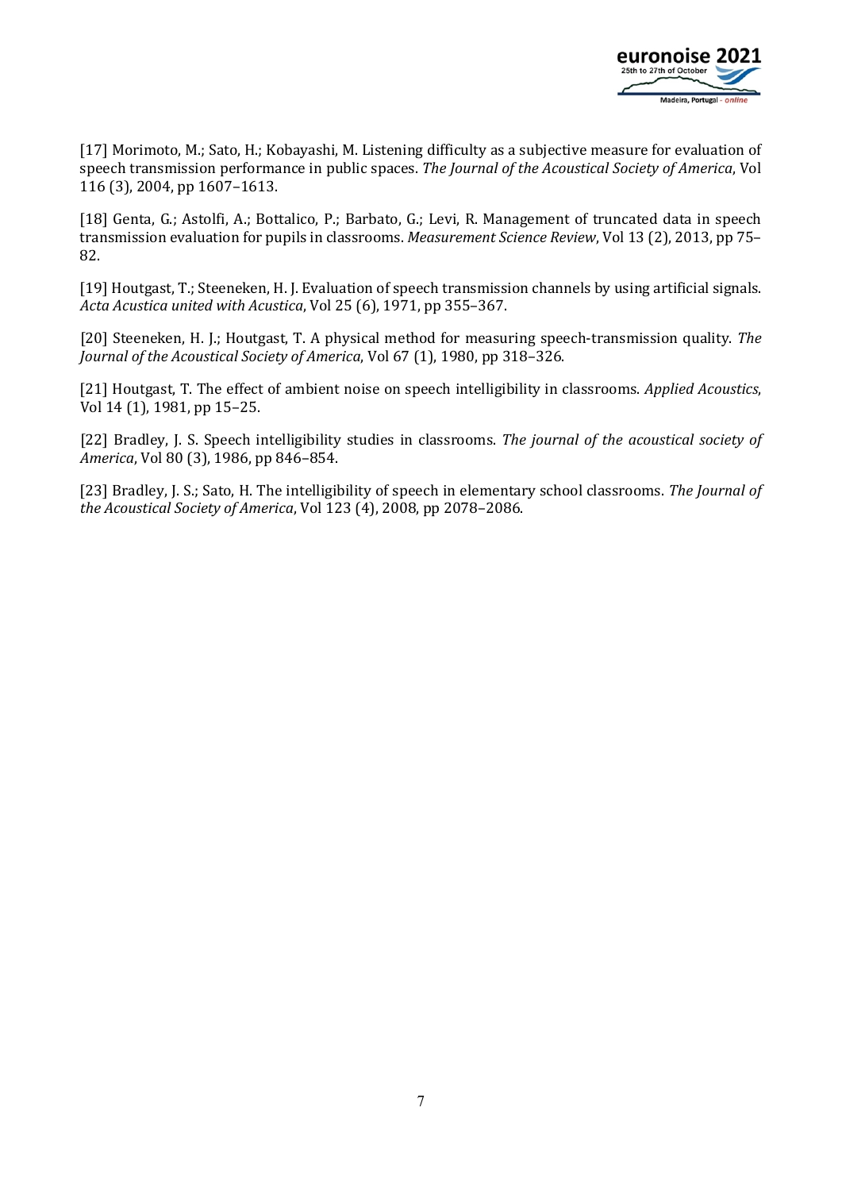[17] Morimoto, M.; Sato, H.; Kobayashi, M. Listening difficulty as a subjective measure for evaluation of speech transmission performance in public spaces. *The Journal of the Acoustical Society of America*, Vol 116 (3), 2004, pp 1607–1613.

[18] Genta, G.; Astolfi, A.; Bottalico, P.; Barbato, G.; Levi, R. Management of truncated data in speech transmission evaluation for pupils in classrooms. *Measurement Science Review*, Vol 13 (2), 2013, pp 75–82.

[19] Houtgast, T.; Steeneken, H. J. Evaluation of speech transmission channels by using artificial signals. *Acta Acustica united with Acustica*, Vol 25 (6), 1971, pp 355–367.

[20] Steeneken, H. J.; Houtgast, T. A physical method for measuring speech-transmission quality. *The Journal of the Acoustical Society of America*, Vol 67 (1), 1980, pp 318–326.

[21] Houtgast, T. The effect of ambient noise on speech intelligibility in classrooms. *Applied Acoustics*, Vol 14 (1), 1981, pp 15–25.

[22] Bradley, J. S. Speech intelligibility studies in classrooms. *The journal of the acoustical society of America*, Vol 80 (3), 1986, pp 846–854.

[23] Bradley, J. S.; Sato, H. The intelligibility of speech in elementary school classrooms. *The Journal of the Acoustical Society of America*, Vol 123 (4), 2008, pp 2078–2086.